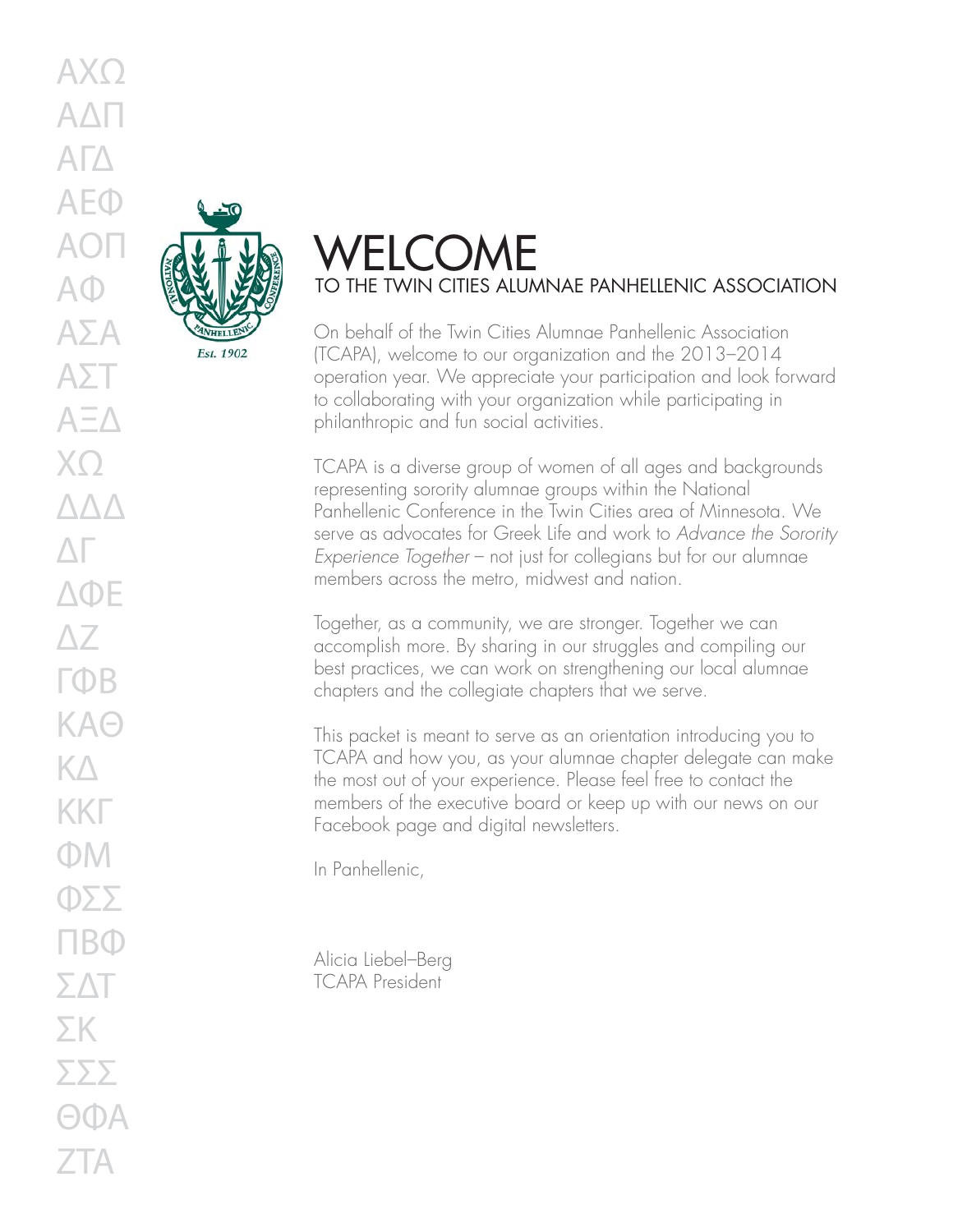ΑΧΩ
ΑΔΠ
ΑΓΔ
ΑΕΦ
ΑΟΠ
ΑΦ
ΑΣΑ
ΑΣΤ
ΑΞΔ
ΧΩ
ΔΔΔ
ΔΓ
ΔΦΕ
ΔΖ
ΓΦΒ
ΚΑΘ
ΚΔ
ΚΚΓ
ΦΜ
ΦΣΣ
ΠΒΦ
ΣΔΤ
ΣΚ
ΣΣΣ
ΘΦΑ
ΖΤΑ

NATIONAL PANHELLENIC CONFERENCE

Est. 1902

# WELCOME

## TO THE TWIN CITIES ALUMNAE PANHELLENIC ASSOCIATION

On behalf of the Twin Cities Alumnae Panhellenic Association (TCAPA), welcome to our organization and the 2013–2014 operation year. We appreciate your participation and look forward to collaborating with your organization while participating in philanthropic and fun social activities.

TCAPA is a diverse group of women of all ages and backgrounds representing sorority alumnae groups within the National Panhellenic Conference in the Twin Cities area of Minnesota. We serve as advocates for Greek Life and work to *Advance the Sorority Experience Together* – not just for collegians but for our alumnae members across the metro, midwest and nation.

Together, as a community, we are stronger. Together we can accomplish more. By sharing in our struggles and compiling our best practices, we can work on strengthening our local alumnae chapters and the collegiate chapters that we serve.

This packet is meant to serve as an orientation introducing you to TCAPA and how you, as your alumnae chapter delegate can make the most out of your experience. Please feel free to contact the members of the executive board or keep up with our news on our Facebook page and digital newsletters.

In Panhellenic,

Alicia Liebel–Berg
TCAPA President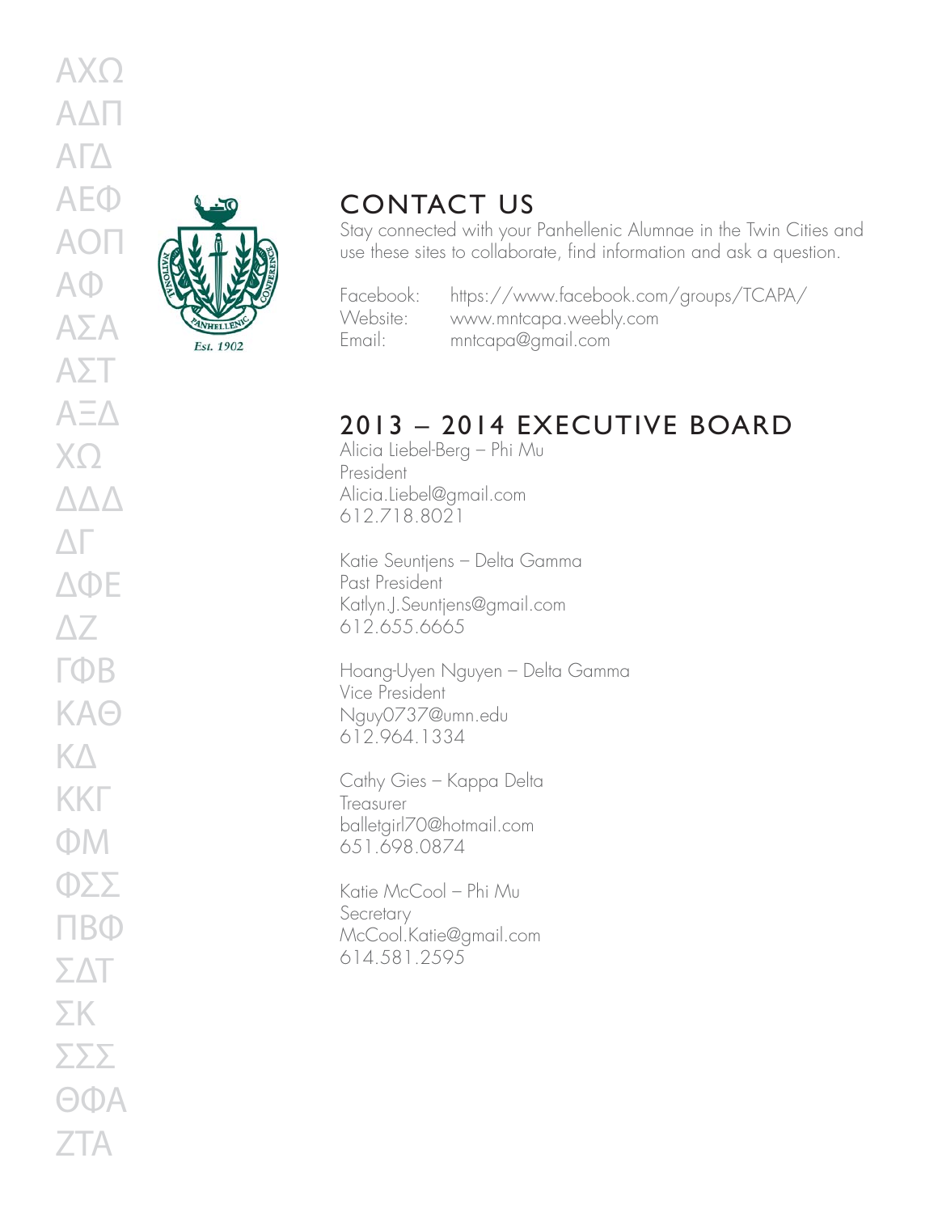ΑΧΩ
ΑΔΠ
ΑΓΔ
ΑΕΦ
ΑΟΠ
ΑΦ
ΑΣΑ
ΑΣΤ
ΑΞΔ
ΧΩ
ΔΔΔ
ΔΓ
ΔΦΕ
ΔΖ
ΓΦΒ
ΚΑΘ
ΚΔ
ΚΚΓ
ΦΜ
ΦΣΣ
ΠΒΦ
ΣΔΤ
ΣΚ
ΣΣΣ
ΘΦΑ
ΖΤΑ

Est. 1902

# CONTACT US

Stay connected with your Panhellenic Alumnae in the Twin Cities and use these sites to collaborate, find information and ask a question.

Facebook: https://www.facebook.com/groups/TCAPA/
Website: www.mntcapa.weebly.com
Email: mntcapa@gmail.com

# 2013 – 2014 EXECUTIVE BOARD

Alicia Liebel-Berg – Phi Mu
President
Alicia.Liebel@gmail.com
612.718.8021

Katie Seuntjens – Delta Gamma
Past President
Katlyn.J.Seuntjens@gmail.com
612.655.6665

Hoang-Uyen Nguyen – Delta Gamma
Vice President
Nguy0737@umn.edu
612.964.1334

Cathy Gies – Kappa Delta
Treasurer
balletgirl70@hotmail.com
651.698.0874

Katie McCool – Phi Mu
Secretary
McCool.Katie@gmail.com
614.581.2595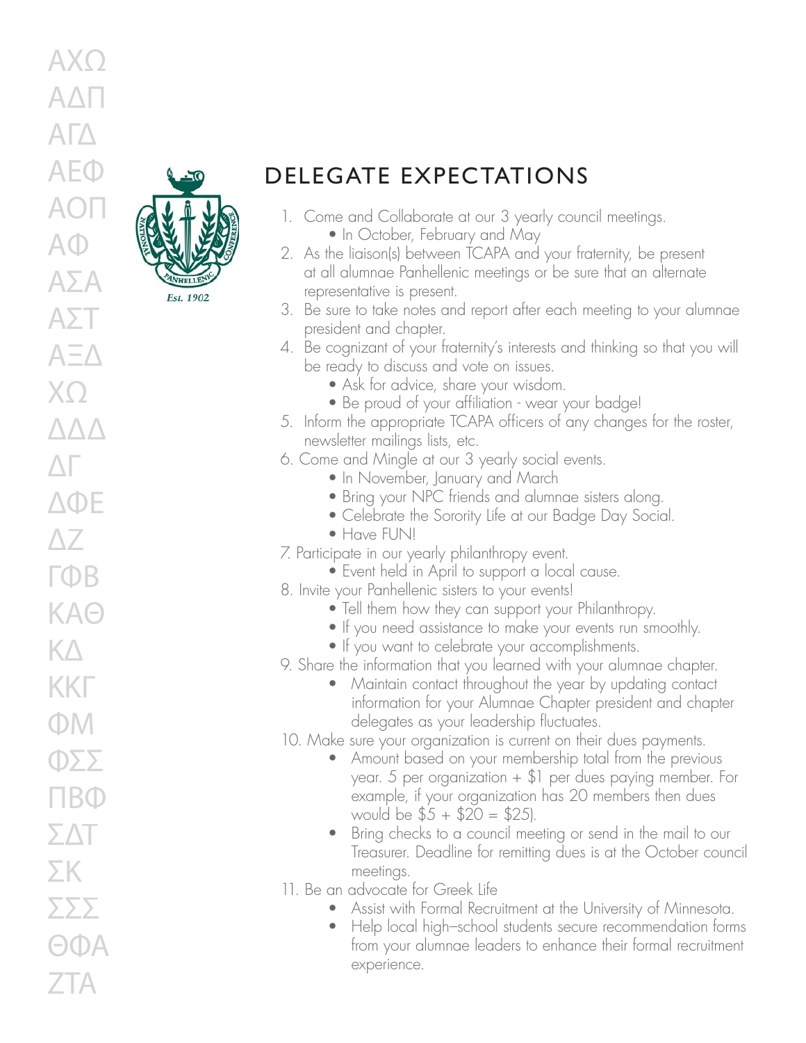ΑΧΩ
ΑΔΠ
ΑΓΔ
ΑΕΦ
ΑΟΠ
ΑΦ
ΑΣΑ
ΑΣΤ
ΑΞΔ
ΧΩ
ΔΔΔ
ΔΓ
ΔΦΕ
ΔΖ
ΓΦΒ
ΚΑΘ
ΚΔ
ΚΚΓ
ΦΜ
ΦΣΣ
ΠΒΦ
ΣΔΤ
ΣΚ
ΣΣΣ
ΘΦΑ
ΖΤΑ

NATIONAL PANHELLENIC CONFERENCE
Est. 1902

# DELEGATE EXPECTATIONS

1. Come and Collaborate at our 3 yearly council meetings.
   - In October, February and May
2. As the liaison(s) between TCAPA and your fraternity, be present at all alumnae Panhellenic meetings or be sure that an alternate representative is present.
3. Be sure to take notes and report after each meeting to your alumnae president and chapter.
4. Be cognizant of your fraternity's interests and thinking so that you will be ready to discuss and vote on issues.
   - Ask for advice, share your wisdom.
   - Be proud of your affiliation - wear your badge!
5. Inform the appropriate TCAPA officers of any changes for the roster, newsletter mailings lists, etc.
6. Come and Mingle at our 3 yearly social events.
   - In November, January and March
   - Bring your NPC friends and alumnae sisters along.
   - Celebrate the Sorority Life at our Badge Day Social.
   - Have FUN!
7. Participate in our yearly philanthropy event.
   - Event held in April to support a local cause.
8. Invite your Panhellenic sisters to your events!
   - Tell them how they can support your Philanthropy.
   - If you need assistance to make your events run smoothly.
   - If you want to celebrate your accomplishments.
9. Share the information that you learned with your alumnae chapter.
   - Maintain contact throughout the year by updating contact information for your Alumnae Chapter president and chapter delegates as your leadership fluctuates.
10. Make sure your organization is current on their dues payments.
    - Amount based on your membership total from the previous year. 5 per organization + $1 per dues paying member. For example, if your organization has 20 members then dues would be $5 + $20 = $25).
    - Bring checks to a council meeting or send in the mail to our Treasurer. Deadline for remitting dues is at the October council meetings.
11. Be an advocate for Greek Life
    - Assist with Formal Recruitment at the University of Minnesota.
    - Help local high–school students secure recommendation forms from your alumnae leaders to enhance their formal recruitment experience.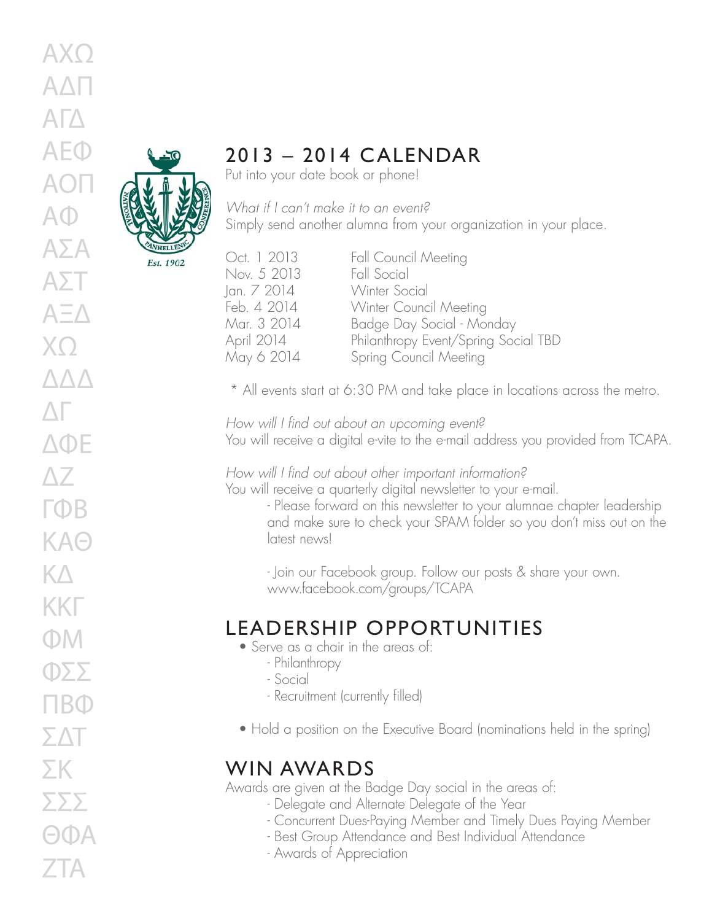ΑΧΩ
ΑΔΠ
ΑΓΔ
ΑΕΦ
ΑΟΠ
ΑΦ
ΑΣΑ
ΑΣΤ
ΑΞΔ
ΧΩ
ΔΔΔ
ΔΓ
ΔΦΕ
ΔΖ
ΓΦΒ
ΚΑΘ
ΚΔ
ΚΚΓ
ΦΜ
ΦΣΣ
ΠΒΦ
ΣΔΤ
ΣΚ
ΣΣΣ
ΘΦΑ
ΖΤΑ

NATIONAL PANHELLENIC CONFERENCE

Est. 1902

# 2013 – 2014 CALENDAR

Put into your date book or phone!

*What if I can't make it to an event?*
Simply send another alumna from your organization in your place.

| | |
|---|---|
| Oct. 1 2013 | Fall Council Meeting |
| Nov. 5 2013 | Fall Social |
| Jan. 7 2014 | Winter Social |
| Feb. 4 2014 | Winter Council Meeting |
| Mar. 3 2014 | Badge Day Social - Monday |
| April 2014 | Philanthropy Event/Spring Social TBD |
| May 6 2014 | Spring Council Meeting |

\* All events start at 6:30 PM and take place in locations across the metro.

*How will I find out about an upcoming event?*
You will receive a digital e-vite to the e-mail address you provided from TCAPA.

*How will I find out about other important information?*
You will receive a quarterly digital newsletter to your e-mail.

- Please forward on this newsletter to your alumnae chapter leadership and make sure to check your SPAM folder so you don't miss out on the latest news!

- Join our Facebook group. Follow our posts & share your own. www.facebook.com/groups/TCAPA

# LEADERSHIP OPPORTUNITIES

- Serve as a chair in the areas of:
  - Philanthropy
  - Social
  - Recruitment (currently filled)
- Hold a position on the Executive Board (nominations held in the spring)

# WIN AWARDS

Awards are given at the Badge Day social in the areas of:

- Delegate and Alternate Delegate of the Year
- Concurrent Dues-Paying Member and Timely Dues Paying Member
- Best Group Attendance and Best Individual Attendance
- Awards of Appreciation